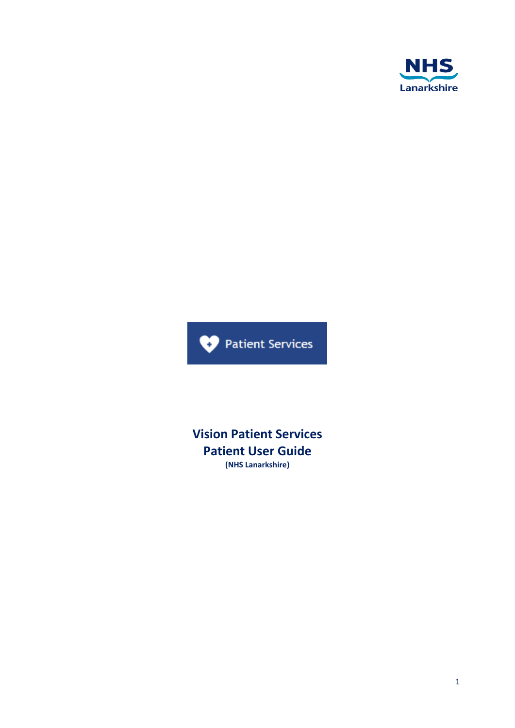NHS
Lanarkshire

Patient Services

# Vision Patient Services
# Patient User Guide

**(NHS Lanarkshire)**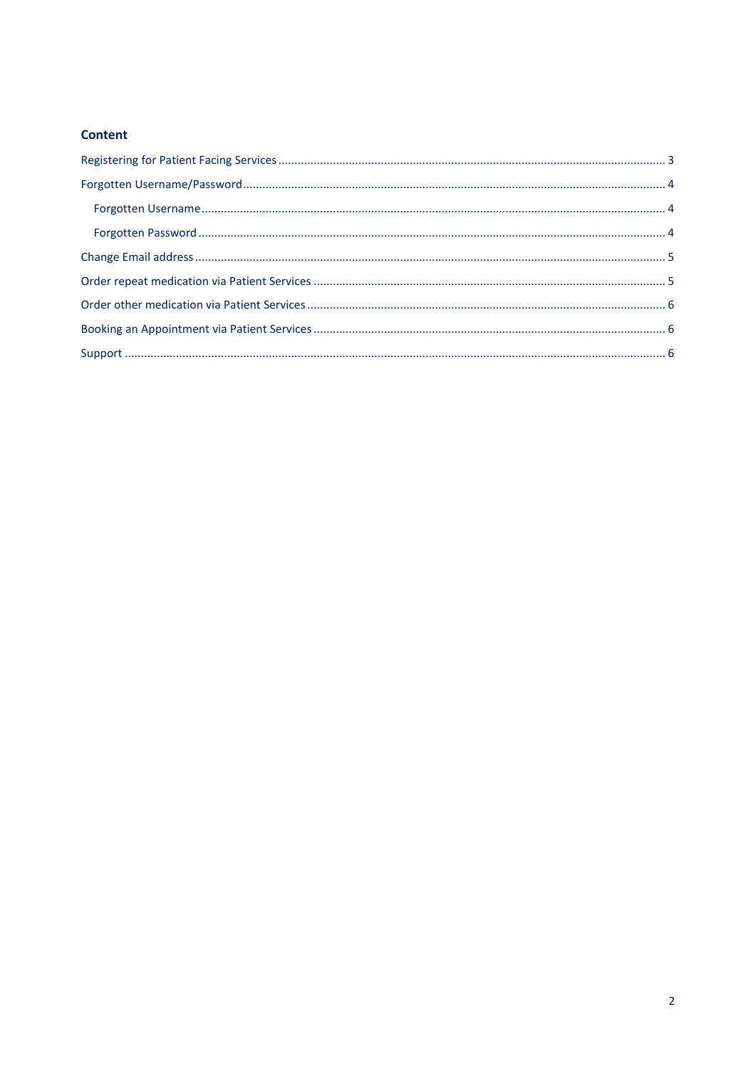## Content

Registering for Patient Facing Services ........................................................................................................ 3

Forgotten Username/Password ...................................................................................................................... 4

- Forgotten Username ................................................................................................................................ 4
- Forgotten Password ................................................................................................................................. 4

Change Email address ..................................................................................................................................... 5

Order repeat medication via Patient Services ................................................................................................ 5

Order other medication via Patient Services .................................................................................................. 6

Booking an Appointment via Patient Services ................................................................................................ 6

Support ............................................................................................................................................................ 6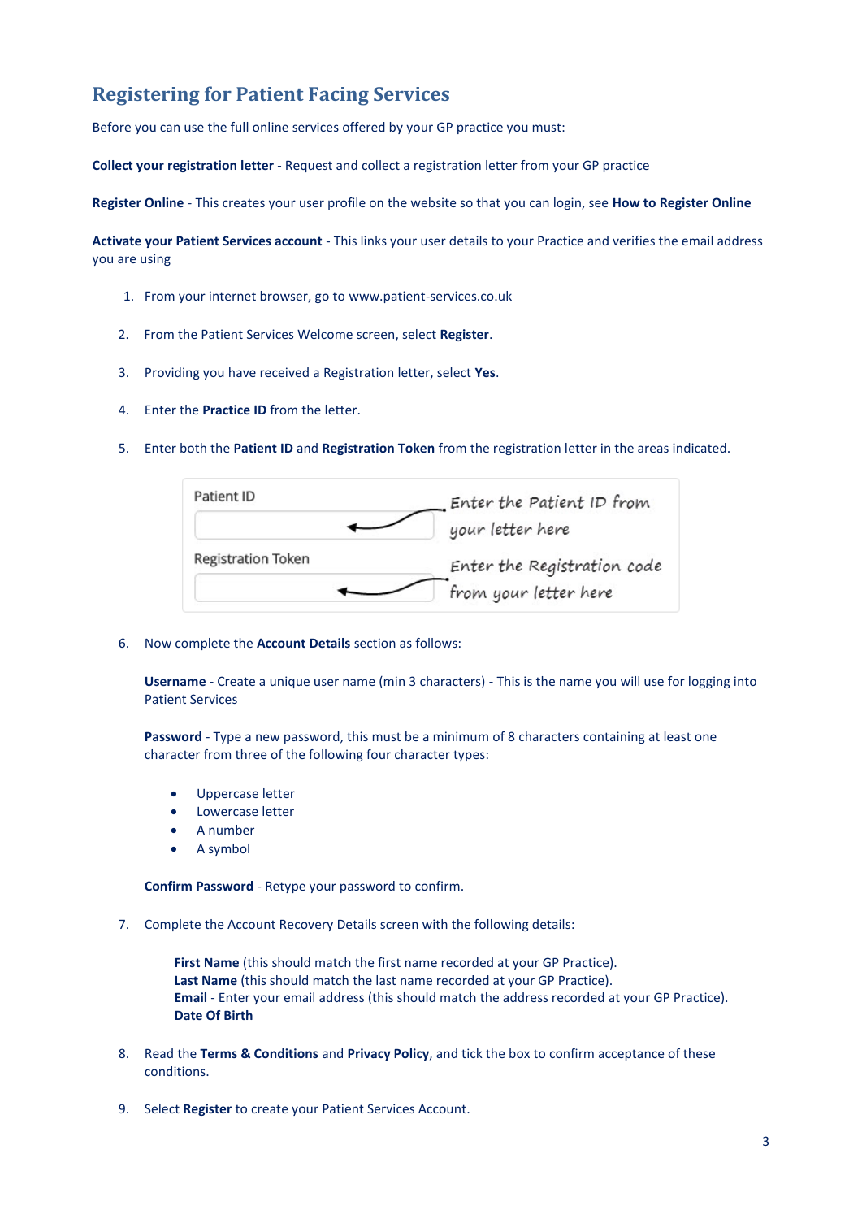# Registering for Patient Facing Services

Before you can use the full online services offered by your GP practice you must:

**Collect your registration letter** - Request and collect a registration letter from your GP practice

**Register Online** - This creates your user profile on the website so that you can login, see **How to Register Online**

**Activate your Patient Services account** - This links your user details to your Practice and verifies the email address you are using

1. From your internet browser, go to www.patient-services.co.uk
2. From the Patient Services Welcome screen, select **Register**.
3. Providing you have received a Registration letter, select **Yes**.
4. Enter the **Practice ID** from the letter.
5. Enter both the **Patient ID** and **Registration Token** from the registration letter in the areas indicated.

   Patient ID — Enter the Patient ID from your letter here

   Registration Token — Enter the Registration code from your letter here

6. Now complete the **Account Details** section as follows:

   **Username** - Create a unique user name (min 3 characters) - This is the name you will use for logging into Patient Services

   **Password** - Type a new password, this must be a minimum of 8 characters containing at least one character from three of the following four character types:

   - Uppercase letter
   - Lowercase letter
   - A number
   - A symbol

   **Confirm Password** - Retype your password to confirm.

7. Complete the Account Recovery Details screen with the following details:

   **First Name** (this should match the first name recorded at your GP Practice).
   **Last Name** (this should match the last name recorded at your GP Practice).
   **Email** - Enter your email address (this should match the address recorded at your GP Practice).
   **Date Of Birth**

8. Read the **Terms & Conditions** and **Privacy Policy**, and tick the box to confirm acceptance of these conditions.
9. Select **Register** to create your Patient Services Account.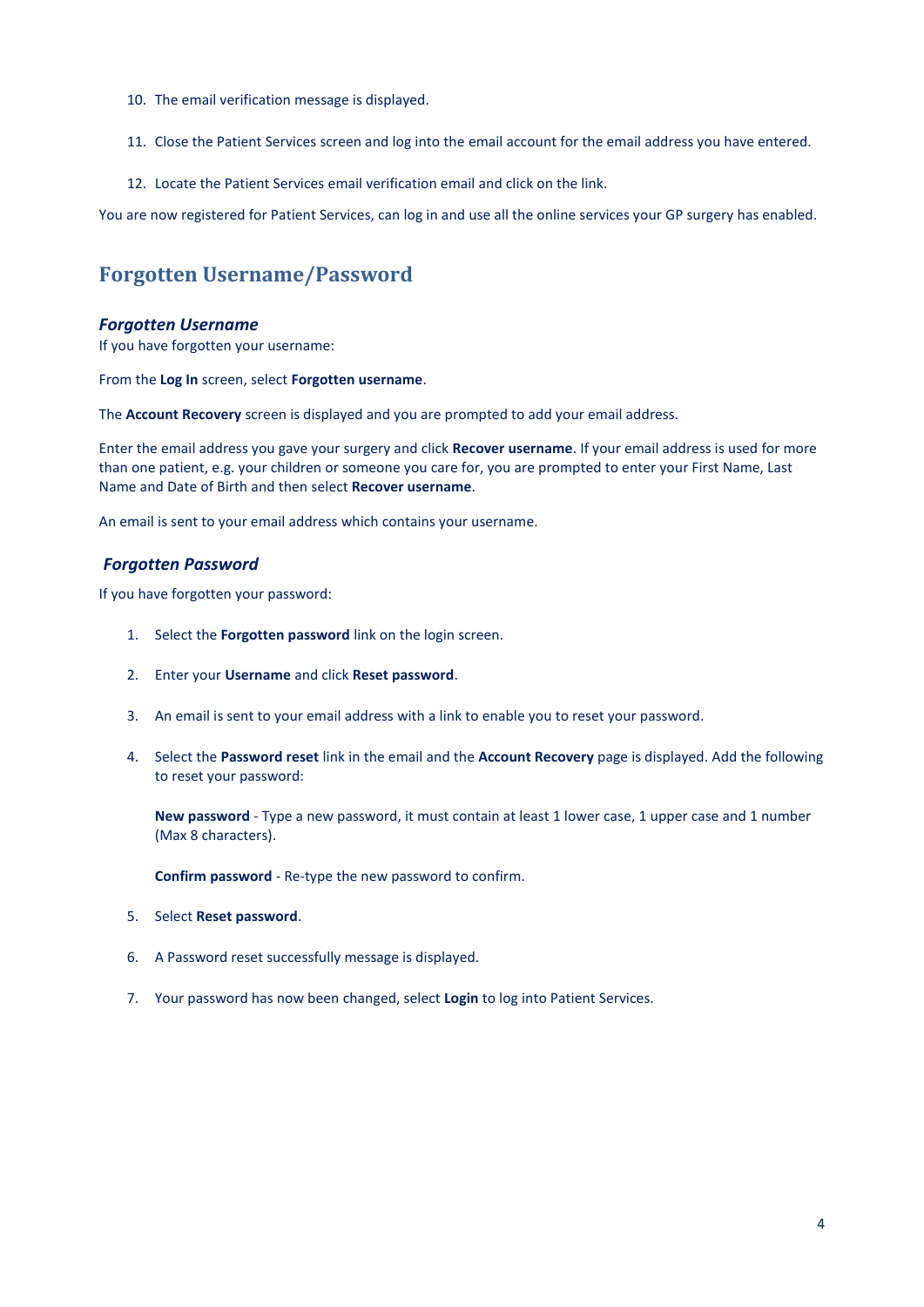10. The email verification message is displayed.

11. Close the Patient Services screen and log into the email account for the email address you have entered.

12. Locate the Patient Services email verification email and click on the link.

You are now registered for Patient Services, can log in and use all the online services your GP surgery has enabled.

## Forgotten Username/Password

### *Forgotten Username*

If you have forgotten your username:

From the **Log In** screen, select **Forgotten username**.

The **Account Recovery** screen is displayed and you are prompted to add your email address.

Enter the email address you gave your surgery and click **Recover username**. If your email address is used for more than one patient, e.g. your children or someone you care for, you are prompted to enter your First Name, Last Name and Date of Birth and then select **Recover username**.

An email is sent to your email address which contains your username.

### *Forgotten Password*

If you have forgotten your password:

1. Select the **Forgotten password** link on the login screen.

2. Enter your **Username** and click **Reset password**.

3. An email is sent to your email address with a link to enable you to reset your password.

4. Select the **Password reset** link in the email and the **Account Recovery** page is displayed. Add the following to reset your password:

   **New password** - Type a new password, it must contain at least 1 lower case, 1 upper case and 1 number (Max 8 characters).

   **Confirm password** - Re-type the new password to confirm.

5. Select **Reset password**.

6. A Password reset successfully message is displayed.

7. Your password has now been changed, select **Login** to log into Patient Services.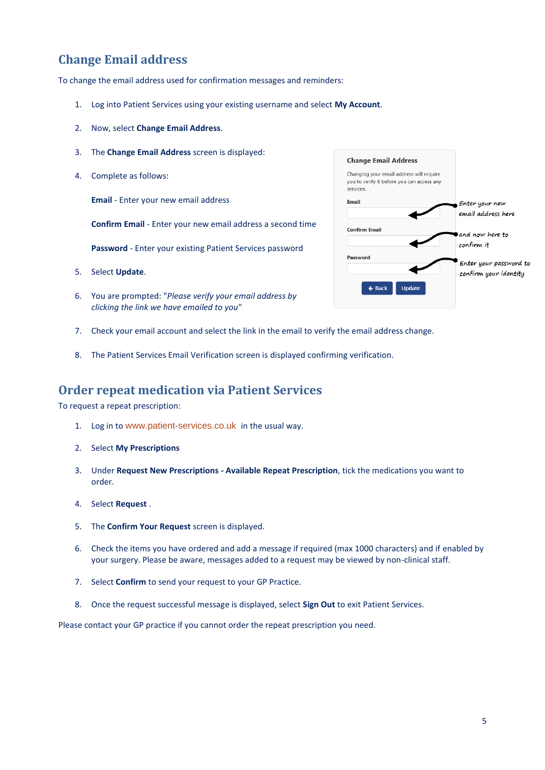## Change Email address

To change the email address used for confirmation messages and reminders:

1. Log into Patient Services using your existing username and select **My Account**.

2. Now, select **Change Email Address**.

3. The **Change Email Address** screen is displayed:

4. Complete as follows:

   **Email** - Enter your new email address

   **Confirm Email** - Enter your new email address a second time

   **Password** - Enter your existing Patient Services password

5. Select **Update**.

6. You are prompted: "*Please verify your email address by clicking the link we have emailed to you*"

7. Check your email account and select the link in the email to verify the email address change.

8. The Patient Services Email Verification screen is displayed confirming verification.

## Order repeat medication via Patient Services

To request a repeat prescription:

1. Log in to www.patient-services.co.uk in the usual way.

2. Select **My Prescriptions**

3. Under **Request New Prescriptions - Available Repeat Prescription**, tick the medications you want to order.

4. Select **Request** .

5. The **Confirm Your Request** screen is displayed.

6. Check the items you have ordered and add a message if required (max 1000 characters) and if enabled by your surgery. Please be aware, messages added to a request may be viewed by non-clinical staff.

7. Select **Confirm** to send your request to your GP Practice.

8. Once the request successful message is displayed, select **Sign Out** to exit Patient Services.

Please contact your GP practice if you cannot order the repeat prescription you need.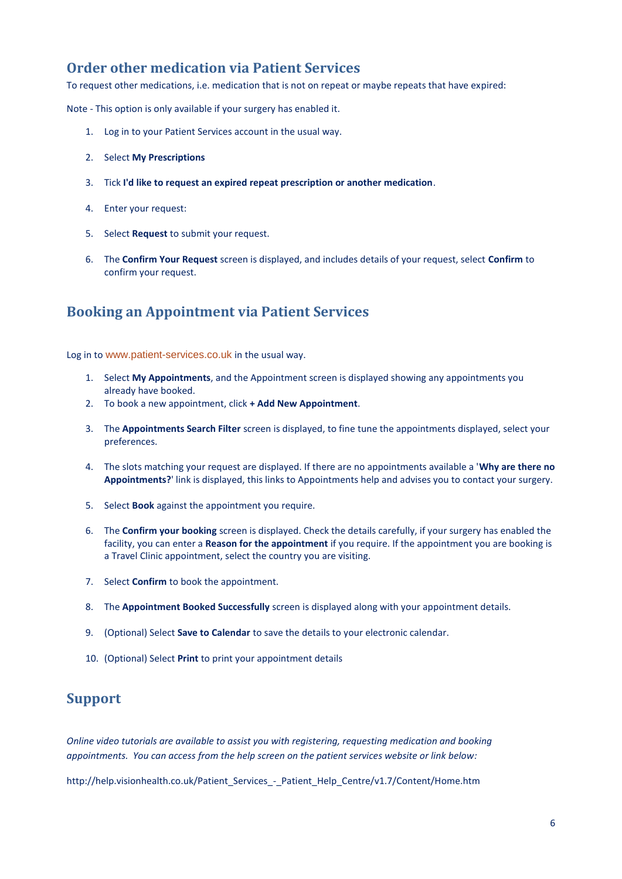## Order other medication via Patient Services

To request other medications, i.e. medication that is not on repeat or maybe repeats that have expired:

Note - This option is only available if your surgery has enabled it.

1. Log in to your Patient Services account in the usual way.
2. Select **My Prescriptions**
3. Tick **I'd like to request an expired repeat prescription or another medication**.
4. Enter your request:
5. Select **Request** to submit your request.
6. The **Confirm Your Request** screen is displayed, and includes details of your request, select **Confirm** to confirm your request.

## Booking an Appointment via Patient Services

Log in to www.patient-services.co.uk in the usual way.

1. Select **My Appointments**, and the Appointment screen is displayed showing any appointments you already have booked.
2. To book a new appointment, click **+ Add New Appointment**.
3. The **Appointments Search Filter** screen is displayed, to fine tune the appointments displayed, select your preferences.
4. The slots matching your request are displayed. If there are no appointments available a '**Why are there no Appointments?**' link is displayed, this links to Appointments help and advises you to contact your surgery.
5. Select **Book** against the appointment you require.
6. The **Confirm your booking** screen is displayed. Check the details carefully, if your surgery has enabled the facility, you can enter a **Reason for the appointment** if you require. If the appointment you are booking is a Travel Clinic appointment, select the country you are visiting.
7. Select **Confirm** to book the appointment.
8. The **Appointment Booked Successfully** screen is displayed along with your appointment details.
9. (Optional) Select **Save to Calendar** to save the details to your electronic calendar.
10. (Optional) Select **Print** to print your appointment details

## Support

*Online video tutorials are available to assist you with registering, requesting medication and booking appointments. You can access from the help screen on the patient services website or link below:*

http://help.visionhealth.co.uk/Patient_Services_-_Patient_Help_Centre/v1.7/Content/Home.htm